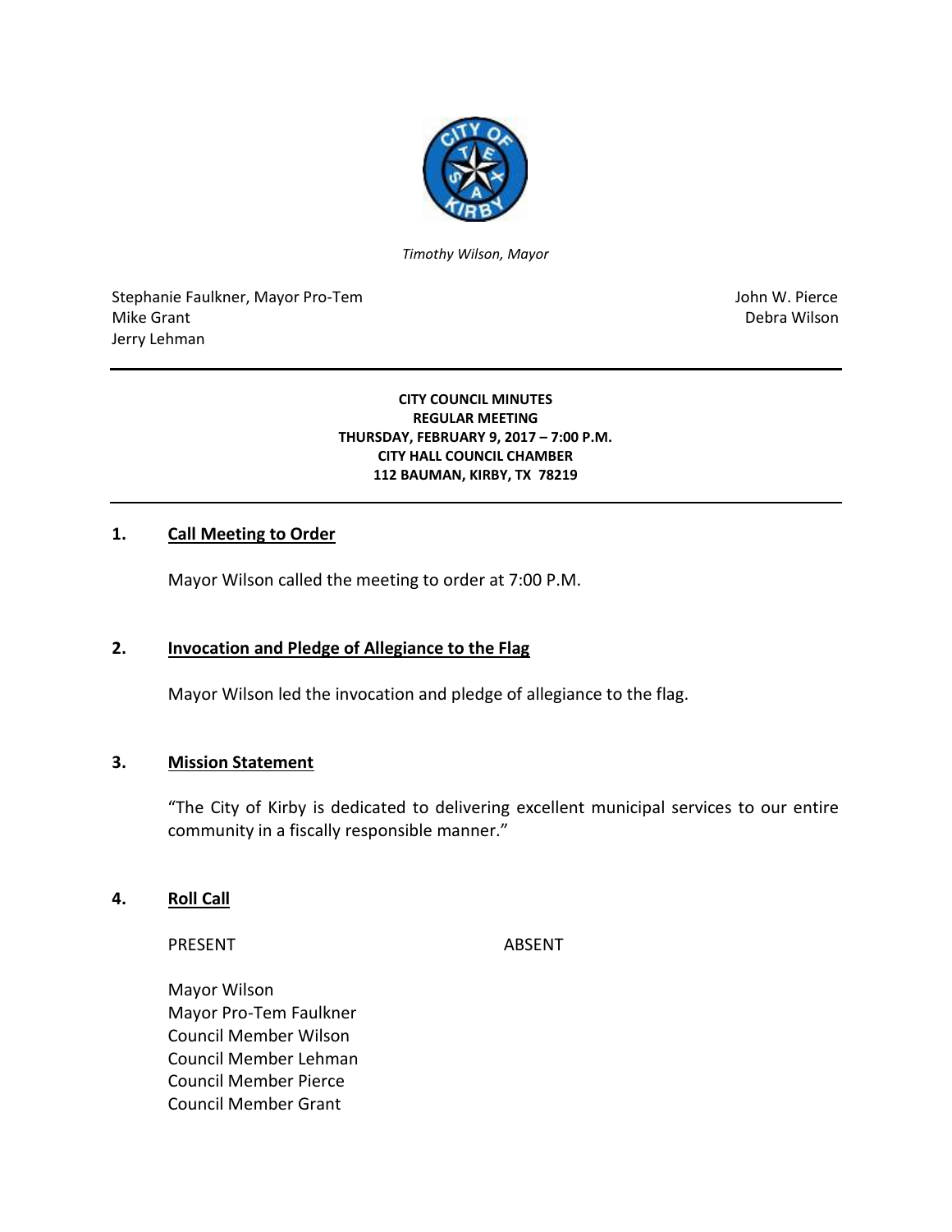*Timothy Wilson, Mayor*

Stephanie Faulkner, Mayor Pro-Tem
Mike Grant
Jerry Lehman

John W. Pierce
Debra Wilson

---

**CITY COUNCIL MINUTES**
**REGULAR MEETING**
**THURSDAY, FEBRUARY 9, 2017 – 7:00 P.M.**
**CITY HALL COUNCIL CHAMBER**
**112 BAUMAN, KIRBY, TX 78219**

---

## 1. Call Meeting to Order

Mayor Wilson called the meeting to order at 7:00 P.M.

## 2. Invocation and Pledge of Allegiance to the Flag

Mayor Wilson led the invocation and pledge of allegiance to the flag.

## 3. Mission Statement

"The City of Kirby is dedicated to delivering excellent municipal services to our entire community in a fiscally responsible manner."

## 4. Roll Call

| PRESENT | ABSENT |
|---|---|
| Mayor Wilson | |
| Mayor Pro-Tem Faulkner | |
| Council Member Wilson | |
| Council Member Lehman | |
| Council Member Pierce | |
| Council Member Grant | |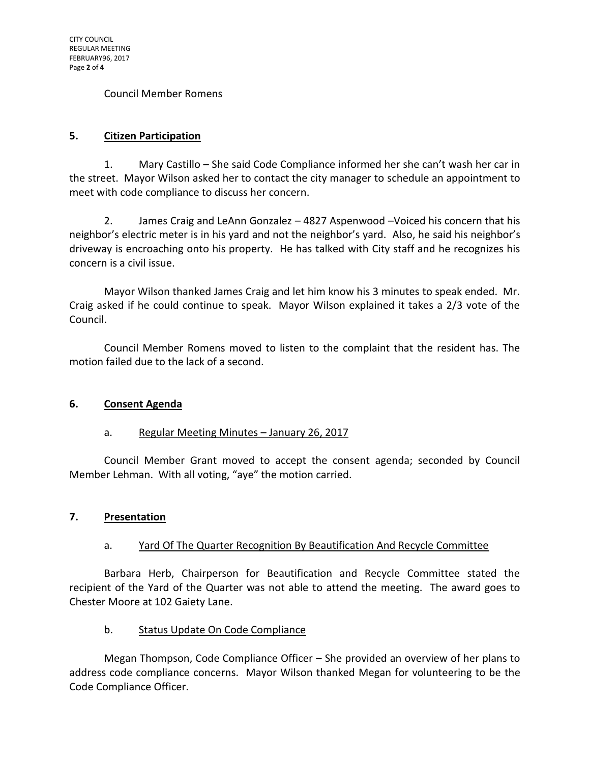Council Member Romens

## 5. Citizen Participation

1. Mary Castillo – She said Code Compliance informed her she can't wash her car in the street. Mayor Wilson asked her to contact the city manager to schedule an appointment to meet with code compliance to discuss her concern.

2. James Craig and LeAnn Gonzalez – 4827 Aspenwood –Voiced his concern that his neighbor's electric meter is in his yard and not the neighbor's yard. Also, he said his neighbor's driveway is encroaching onto his property. He has talked with City staff and he recognizes his concern is a civil issue.

Mayor Wilson thanked James Craig and let him know his 3 minutes to speak ended. Mr. Craig asked if he could continue to speak. Mayor Wilson explained it takes a 2/3 vote of the Council.

Council Member Romens moved to listen to the complaint that the resident has. The motion failed due to the lack of a second.

## 6. Consent Agenda

a. Regular Meeting Minutes – January 26, 2017

Council Member Grant moved to accept the consent agenda; seconded by Council Member Lehman. With all voting, "aye" the motion carried.

## 7. Presentation

a. Yard Of The Quarter Recognition By Beautification And Recycle Committee

Barbara Herb, Chairperson for Beautification and Recycle Committee stated the recipient of the Yard of the Quarter was not able to attend the meeting. The award goes to Chester Moore at 102 Gaiety Lane.

b. Status Update On Code Compliance

Megan Thompson, Code Compliance Officer – She provided an overview of her plans to address code compliance concerns. Mayor Wilson thanked Megan for volunteering to be the Code Compliance Officer.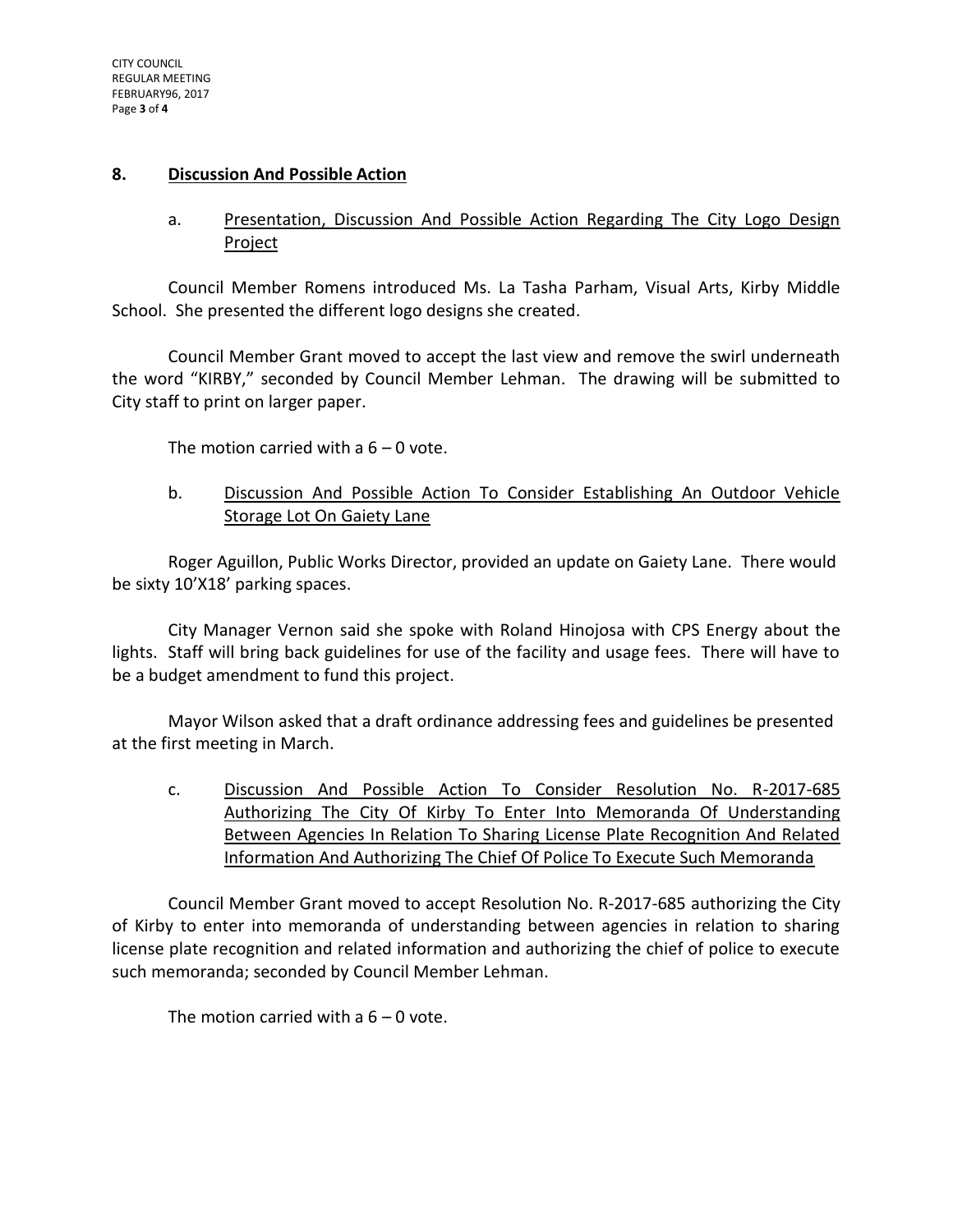## 8. Discussion And Possible Action

a. Presentation, Discussion And Possible Action Regarding The City Logo Design Project

Council Member Romens introduced Ms. La Tasha Parham, Visual Arts, Kirby Middle School. She presented the different logo designs she created.

Council Member Grant moved to accept the last view and remove the swirl underneath the word "KIRBY," seconded by Council Member Lehman. The drawing will be submitted to City staff to print on larger paper.

The motion carried with a 6 – 0 vote.

b. Discussion And Possible Action To Consider Establishing An Outdoor Vehicle Storage Lot On Gaiety Lane

Roger Aguillon, Public Works Director, provided an update on Gaiety Lane. There would be sixty 10'X18' parking spaces.

City Manager Vernon said she spoke with Roland Hinojosa with CPS Energy about the lights. Staff will bring back guidelines for use of the facility and usage fees. There will have to be a budget amendment to fund this project.

Mayor Wilson asked that a draft ordinance addressing fees and guidelines be presented at the first meeting in March.

c. Discussion And Possible Action To Consider Resolution No. R-2017-685 Authorizing The City Of Kirby To Enter Into Memoranda Of Understanding Between Agencies In Relation To Sharing License Plate Recognition And Related Information And Authorizing The Chief Of Police To Execute Such Memoranda

Council Member Grant moved to accept Resolution No. R-2017-685 authorizing the City of Kirby to enter into memoranda of understanding between agencies in relation to sharing license plate recognition and related information and authorizing the chief of police to execute such memoranda; seconded by Council Member Lehman.

The motion carried with a 6 – 0 vote.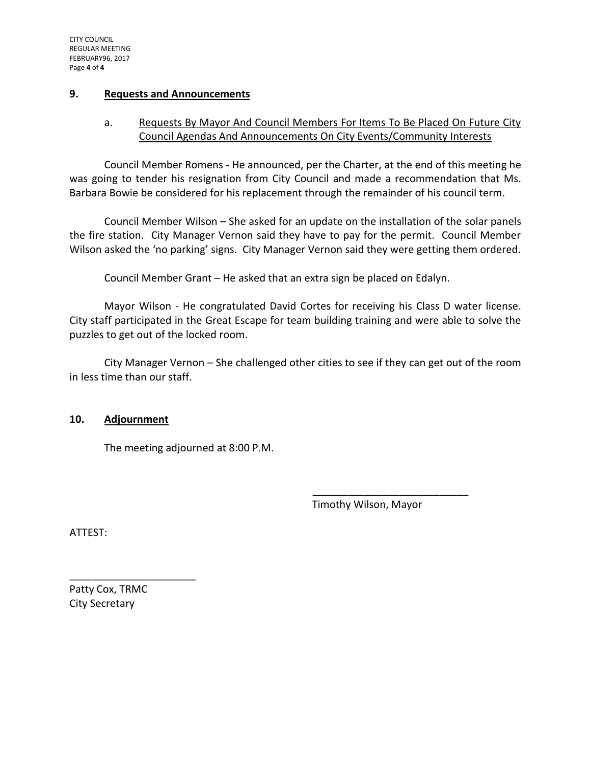## 9. Requests and Announcements

a. Requests By Mayor And Council Members For Items To Be Placed On Future City Council Agendas And Announcements On City Events/Community Interests

Council Member Romens - He announced, per the Charter, at the end of this meeting he was going to tender his resignation from City Council and made a recommendation that Ms. Barbara Bowie be considered for his replacement through the remainder of his council term.

Council Member Wilson – She asked for an update on the installation of the solar panels the fire station. City Manager Vernon said they have to pay for the permit. Council Member Wilson asked the 'no parking' signs. City Manager Vernon said they were getting them ordered.

Council Member Grant – He asked that an extra sign be placed on Edalyn.

Mayor Wilson - He congratulated David Cortes for receiving his Class D water license. City staff participated in the Great Escape for team building training and were able to solve the puzzles to get out of the locked room.

City Manager Vernon – She challenged other cities to see if they can get out of the room in less time than our staff.

## 10. Adjournment

The meeting adjourned at 8:00 P.M.

___________________________
Timothy Wilson, Mayor

ATTEST:

______________________
Patty Cox, TRMC
City Secretary